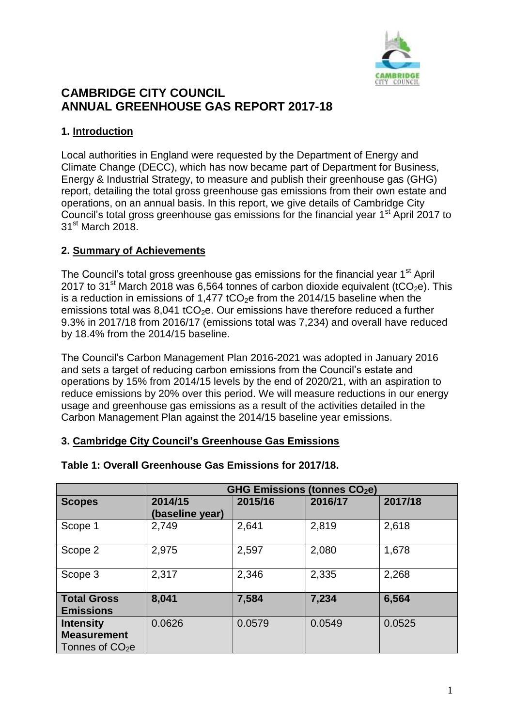# CAMBRIDGE CITY COUNCIL
# ANNUAL GREENHOUSE GAS REPORT 2017-18

## 1. Introduction

Local authorities in England were requested by the Department of Energy and Climate Change (DECC), which has now became part of Department for Business, Energy & Industrial Strategy, to measure and publish their greenhouse gas (GHG) report, detailing the total gross greenhouse gas emissions from their own estate and operations, on an annual basis. In this report, we give details of Cambridge City Council's total gross greenhouse gas emissions for the financial year 1st April 2017 to 31st March 2018.

## 2. Summary of Achievements

The Council's total gross greenhouse gas emissions for the financial year 1st April 2017 to 31st March 2018 was 6,564 tonnes of carbon dioxide equivalent ($tCO_2e$). This is a reduction in emissions of 1,477 $tCO_2e$ from the 2014/15 baseline when the emissions total was 8,041 $tCO_2e$. Our emissions have therefore reduced a further 9.3% in 2017/18 from 2016/17 (emissions total was 7,234) and overall have reduced by 18.4% from the 2014/15 baseline.

The Council's Carbon Management Plan 2016-2021 was adopted in January 2016 and sets a target of reducing carbon emissions from the Council's estate and operations by 15% from 2014/15 levels by the end of 2020/21, with an aspiration to reduce emissions by 20% over this period. We will measure reductions in our energy usage and greenhouse gas emissions as a result of the activities detailed in the Carbon Management Plan against the 2014/15 baseline year emissions.

## 3. Cambridge City Council's Greenhouse Gas Emissions

**Table 1: Overall Greenhouse Gas Emissions for 2017/18.**

| | GHG Emissions (tonnes $CO_2e$) | | | |
|---|---|---|---|---|
| **Scopes** | **2014/15 (baseline year)** | **2015/16** | **2016/17** | **2017/18** |
| Scope 1 | 2,749 | 2,641 | 2,819 | 2,618 |
| Scope 2 | 2,975 | 2,597 | 2,080 | 1,678 |
| Scope 3 | 2,317 | 2,346 | 2,335 | 2,268 |
| **Total Gross Emissions** | **8,041** | **7,584** | **7,234** | **6,564** |
| **Intensity Measurement** Tonnes of $CO_2e$ | 0.0626 | 0.0579 | 0.0549 | 0.0525 |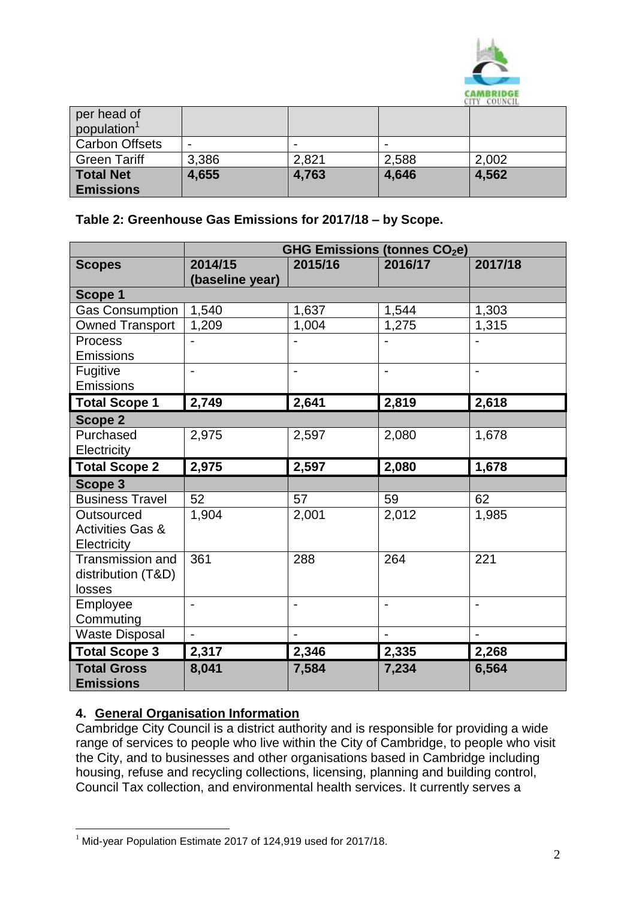| | | | | |
|---|---|---|---|---|
| per head of population[1] | | | | |
| Carbon Offsets | - | - | - | |
| Green Tariff | 3,386 | 2,821 | 2,588 | 2,002 |
| **Total Net Emissions** | **4,655** | **4,763** | **4,646** | **4,562** |

**Table 2: Greenhouse Gas Emissions for 2017/18 – by Scope.**

| | GHG Emissions (tonnes $CO_2e$) | | | |
|---|---|---|---|---|
| **Scopes** | **2014/15 (baseline year)** | **2015/16** | **2016/17** | **2017/18** |
| **Scope 1** | | | | |
| Gas Consumption | 1,540 | 1,637 | 1,544 | 1,303 |
| Owned Transport | 1,209 | 1,004 | 1,275 | 1,315 |
| Process Emissions | - | - | - | - |
| Fugitive Emissions | - | - | - | - |
| **Total Scope 1** | **2,749** | **2,641** | **2,819** | **2,618** |
| **Scope 2** | | | | |
| Purchased Electricity | 2,975 | 2,597 | 2,080 | 1,678 |
| **Total Scope 2** | **2,975** | **2,597** | **2,080** | **1,678** |
| **Scope 3** | | | | |
| Business Travel | 52 | 57 | 59 | 62 |
| Outsourced Activities Gas & Electricity | 1,904 | 2,001 | 2,012 | 1,985 |
| Transmission and distribution (T&D) losses | 361 | 288 | 264 | 221 |
| Employee Commuting | - | - | - | - |
| Waste Disposal | - | - | - | - |
| **Total Scope 3** | **2,317** | **2,346** | **2,335** | **2,268** |
| **Total Gross Emissions** | **8,041** | **7,584** | **7,234** | **6,564** |

## 4. General Organisation Information

Cambridge City Council is a district authority and is responsible for providing a wide range of services to people who live within the City of Cambridge, to people who visit the City, and to businesses and other organisations based in Cambridge including housing, refuse and recycling collections, licensing, planning and building control, Council Tax collection, and environmental health services. It currently serves a

[1] Mid-year Population Estimate 2017 of 124,919 used for 2017/18.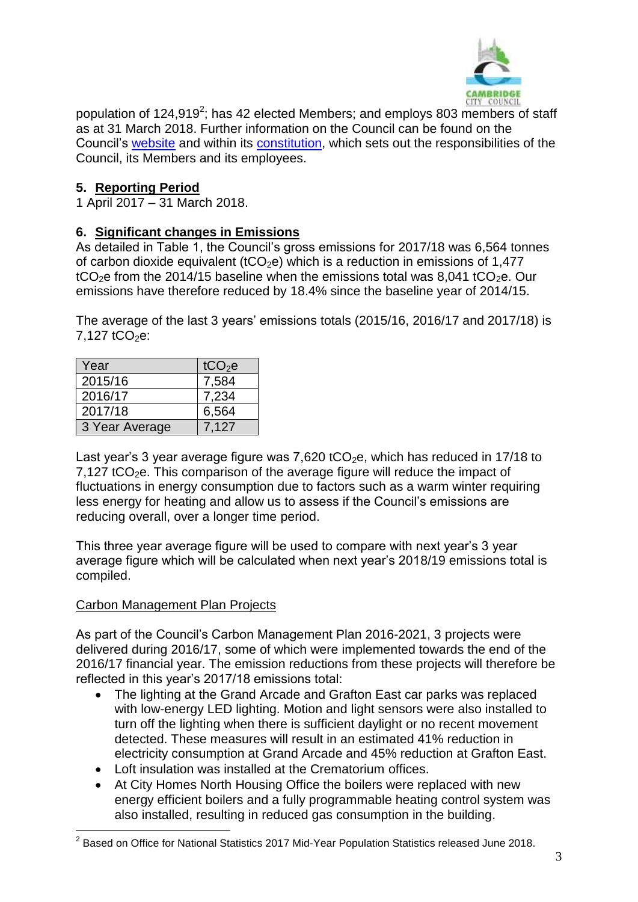population of 124,919[2]; has 42 elected Members; and employs 803 members of staff as at 31 March 2018. Further information on the Council can be found on the Council's website and within its constitution, which sets out the responsibilities of the Council, its Members and its employees.

## 5. Reporting Period

1 April 2017 – 31 March 2018.

## 6. Significant changes in Emissions

As detailed in Table 1, the Council's gross emissions for 2017/18 was 6,564 tonnes of carbon dioxide equivalent ($tCO_2e$) which is a reduction in emissions of 1,477 $tCO_2e$ from the 2014/15 baseline when the emissions total was 8,041 $tCO_2e$. Our emissions have therefore reduced by 18.4% since the baseline year of 2014/15.

The average of the last 3 years' emissions totals (2015/16, 2016/17 and 2017/18) is 7,127 $tCO_2e$:

| Year | $tCO_2e$ |
|---|---|
| 2015/16 | 7,584 |
| 2016/17 | 7,234 |
| 2017/18 | 6,564 |
| 3 Year Average | 7,127 |

Last year's 3 year average figure was 7,620 $tCO_2e$, which has reduced in 17/18 to 7,127 $tCO_2e$. This comparison of the average figure will reduce the impact of fluctuations in energy consumption due to factors such as a warm winter requiring less energy for heating and allow us to assess if the Council's emissions are reducing overall, over a longer time period.

This three year average figure will be used to compare with next year's 3 year average figure which will be calculated when next year's 2018/19 emissions total is compiled.

### Carbon Management Plan Projects

As part of the Council's Carbon Management Plan 2016-2021, 3 projects were delivered during 2016/17, some of which were implemented towards the end of the 2016/17 financial year. The emission reductions from these projects will therefore be reflected in this year's 2017/18 emissions total:

- The lighting at the Grand Arcade and Grafton East car parks was replaced with low-energy LED lighting. Motion and light sensors were also installed to turn off the lighting when there is sufficient daylight or no recent movement detected. These measures will result in an estimated 41% reduction in electricity consumption at Grand Arcade and 45% reduction at Grafton East.
- Loft insulation was installed at the Crematorium offices.
- At City Homes North Housing Office the boilers were replaced with new energy efficient boilers and a fully programmable heating control system was also installed, resulting in reduced gas consumption in the building.

[2] Based on Office for National Statistics 2017 Mid-Year Population Statistics released June 2018.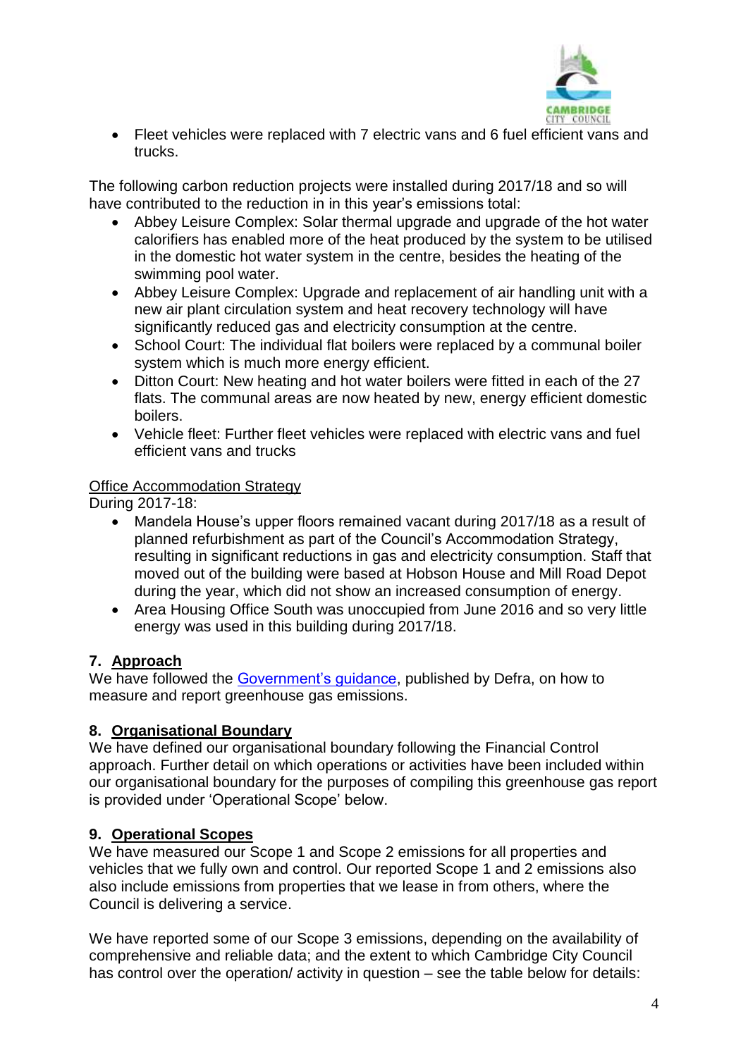- Fleet vehicles were replaced with 7 electric vans and 6 fuel efficient vans and trucks.

The following carbon reduction projects were installed during 2017/18 and so will have contributed to the reduction in in this year's emissions total:

- Abbey Leisure Complex: Solar thermal upgrade and upgrade of the hot water calorifiers has enabled more of the heat produced by the system to be utilised in the domestic hot water system in the centre, besides the heating of the swimming pool water.
- Abbey Leisure Complex: Upgrade and replacement of air handling unit with a new air plant circulation system and heat recovery technology will have significantly reduced gas and electricity consumption at the centre.
- School Court: The individual flat boilers were replaced by a communal boiler system which is much more energy efficient.
- Ditton Court: New heating and hot water boilers were fitted in each of the 27 flats. The communal areas are now heated by new, energy efficient domestic boilers.
- Vehicle fleet: Further fleet vehicles were replaced with electric vans and fuel efficient vans and trucks

Office Accommodation Strategy

During 2017-18:

- Mandela House's upper floors remained vacant during 2017/18 as a result of planned refurbishment as part of the Council's Accommodation Strategy, resulting in significant reductions in gas and electricity consumption. Staff that moved out of the building were based at Hobson House and Mill Road Depot during the year, which did not show an increased consumption of energy.
- Area Housing Office South was unoccupied from June 2016 and so very little energy was used in this building during 2017/18.

## 7. Approach

We have followed the Government's guidance, published by Defra, on how to measure and report greenhouse gas emissions.

## 8. Organisational Boundary

We have defined our organisational boundary following the Financial Control approach. Further detail on which operations or activities have been included within our organisational boundary for the purposes of compiling this greenhouse gas report is provided under 'Operational Scope' below.

## 9. Operational Scopes

We have measured our Scope 1 and Scope 2 emissions for all properties and vehicles that we fully own and control. Our reported Scope 1 and 2 emissions also also include emissions from properties that we lease in from others, where the Council is delivering a service.

We have reported some of our Scope 3 emissions, depending on the availability of comprehensive and reliable data; and the extent to which Cambridge City Council has control over the operation/ activity in question – see the table below for details: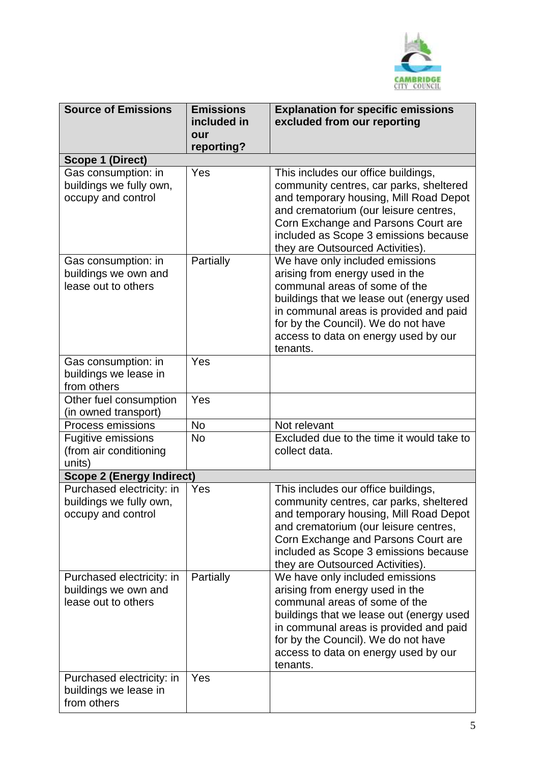| Source of Emissions | Emissions included in our reporting? | Explanation for specific emissions excluded from our reporting |
|---|---|---|
| **Scope 1 (Direct)** | | |
| Gas consumption: in buildings we fully own, occupy and control | Yes | This includes our office buildings, community centres, car parks, sheltered and temporary housing, Mill Road Depot and crematorium (our leisure centres, Corn Exchange and Parsons Court are included as Scope 3 emissions because they are Outsourced Activities). |
| Gas consumption: in buildings we own and lease out to others | Partially | We have only included emissions arising from energy used in the communal areas of some of the buildings that we lease out (energy used in communal areas is provided and paid for by the Council). We do not have access to data on energy used by our tenants. |
| Gas consumption: in buildings we lease in from others | Yes | |
| Other fuel consumption (in owned transport) | Yes | |
| Process emissions | No | Not relevant |
| Fugitive emissions (from air conditioning units) | No | Excluded due to the time it would take to collect data. |
| **Scope 2 (Energy Indirect)** | | |
| Purchased electricity: in buildings we fully own, occupy and control | Yes | This includes our office buildings, community centres, car parks, sheltered and temporary housing, Mill Road Depot and crematorium (our leisure centres, Corn Exchange and Parsons Court are included as Scope 3 emissions because they are Outsourced Activities). |
| Purchased electricity: in buildings we own and lease out to others | Partially | We have only included emissions arising from energy used in the communal areas of some of the buildings that we lease out (energy used in communal areas is provided and paid for by the Council). We do not have access to data on energy used by our tenants. |
| Purchased electricity: in buildings we lease in from others | Yes | |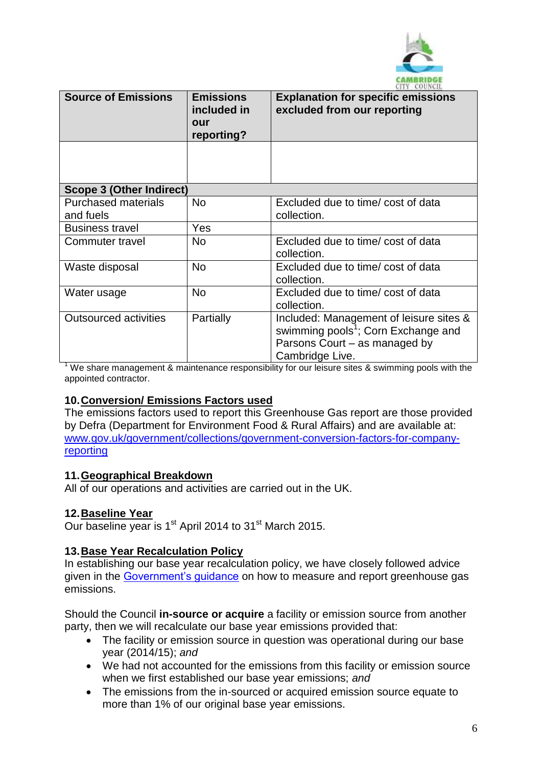| Source of Emissions | Emissions included in our reporting? | Explanation for specific emissions excluded from our reporting |
|---|---|---|
| | | |
| **Scope 3 (Other Indirect)** | | |
| Purchased materials and fuels | No | Excluded due to time/ cost of data collection. |
| Business travel | Yes | |
| Commuter travel | No | Excluded due to time/ cost of data collection. |
| Waste disposal | No | Excluded due to time/ cost of data collection. |
| Water usage | No | Excluded due to time/ cost of data collection. |
| Outsourced activities | Partially | Included: Management of leisure sites & swimming pools[1]; Corn Exchange and Parsons Court – as managed by Cambridge Live. |

[1] We share management & maintenance responsibility for our leisure sites & swimming pools with the appointed contractor.

## 10. Conversion/ Emissions Factors used

The emissions factors used to report this Greenhouse Gas report are those provided by Defra (Department for Environment Food & Rural Affairs) and are available at: www.gov.uk/government/collections/government-conversion-factors-for-company-reporting

## 11. Geographical Breakdown

All of our operations and activities are carried out in the UK.

## 12. Baseline Year

Our baseline year is 1st April 2014 to 31st March 2015.

## 13. Base Year Recalculation Policy

In establishing our base year recalculation policy, we have closely followed advice given in the Government's guidance on how to measure and report greenhouse gas emissions.

Should the Council **in-source or acquire** a facility or emission source from another party, then we will recalculate our base year emissions provided that:

- The facility or emission source in question was operational during our base year (2014/15); *and*
- We had not accounted for the emissions from this facility or emission source when we first established our base year emissions; *and*
- The emissions from the in-sourced or acquired emission source equate to more than 1% of our original base year emissions.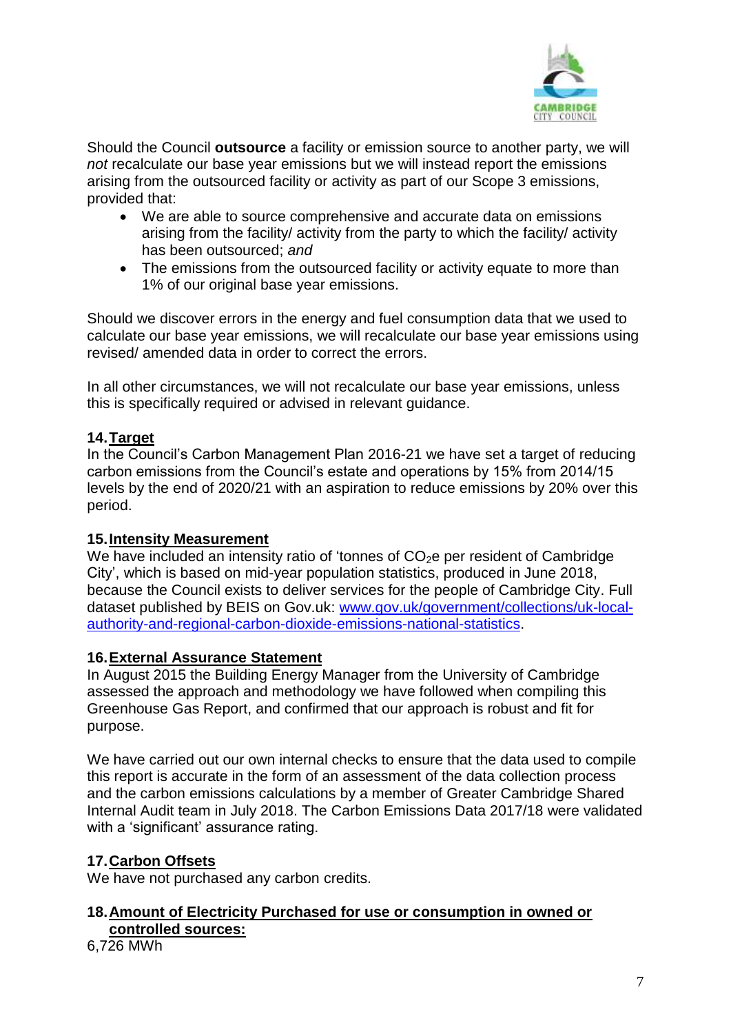Should the Council **outsource** a facility or emission source to another party, we will *not* recalculate our base year emissions but we will instead report the emissions arising from the outsourced facility or activity as part of our Scope 3 emissions, provided that:

- We are able to source comprehensive and accurate data on emissions arising from the facility/ activity from the party to which the facility/ activity has been outsourced; *and*
- The emissions from the outsourced facility or activity equate to more than 1% of our original base year emissions.

Should we discover errors in the energy and fuel consumption data that we used to calculate our base year emissions, we will recalculate our base year emissions using revised/ amended data in order to correct the errors.

In all other circumstances, we will not recalculate our base year emissions, unless this is specifically required or advised in relevant guidance.

## 14. Target

In the Council's Carbon Management Plan 2016-21 we have set a target of reducing carbon emissions from the Council's estate and operations by 15% from 2014/15 levels by the end of 2020/21 with an aspiration to reduce emissions by 20% over this period.

## 15. Intensity Measurement

We have included an intensity ratio of 'tonnes of $CO_2e$ per resident of Cambridge City', which is based on mid-year population statistics, produced in June 2018, because the Council exists to deliver services for the people of Cambridge City. Full dataset published by BEIS on Gov.uk: [www.gov.uk/government/collections/uk-local-authority-and-regional-carbon-dioxide-emissions-national-statistics](www.gov.uk/government/collections/uk-local-authority-and-regional-carbon-dioxide-emissions-national-statistics).

## 16. External Assurance Statement

In August 2015 the Building Energy Manager from the University of Cambridge assessed the approach and methodology we have followed when compiling this Greenhouse Gas Report, and confirmed that our approach is robust and fit for purpose.

We have carried out our own internal checks to ensure that the data used to compile this report is accurate in the form of an assessment of the data collection process and the carbon emissions calculations by a member of Greater Cambridge Shared Internal Audit team in July 2018. The Carbon Emissions Data 2017/18 were validated with a 'significant' assurance rating.

## 17. Carbon Offsets

We have not purchased any carbon credits.

## 18. Amount of Electricity Purchased for use or consumption in owned or controlled sources:

6,726 MWh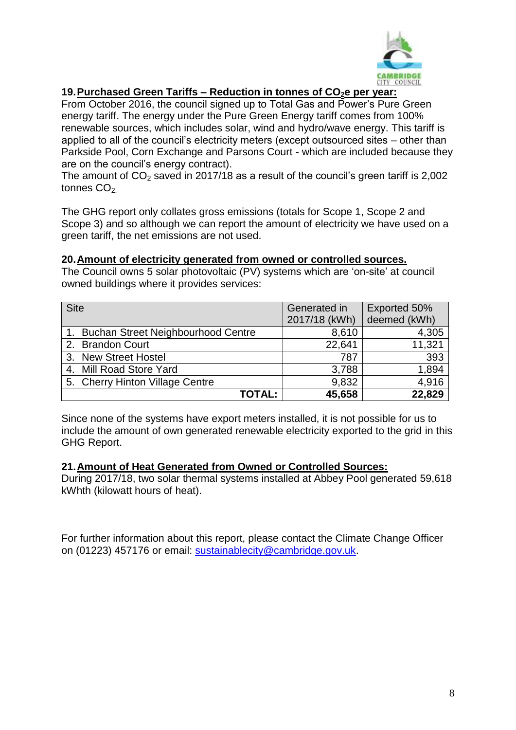## 19. Purchased Green Tariffs – Reduction in tonnes of $CO_2e$ per year:

From October 2016, the council signed up to Total Gas and Power's Pure Green energy tariff. The energy under the Pure Green Energy tariff comes from 100% renewable sources, which includes solar, wind and hydro/wave energy. This tariff is applied to all of the council's electricity meters (except outsourced sites – other than Parkside Pool, Corn Exchange and Parsons Court - which are included because they are on the council's energy contract).

The amount of $CO_2$ saved in 2017/18 as a result of the council's green tariff is 2,002 tonnes $CO_2$.

The GHG report only collates gross emissions (totals for Scope 1, Scope 2 and Scope 3) and so although we can report the amount of electricity we have used on a green tariff, the net emissions are not used.

## 20. Amount of electricity generated from owned or controlled sources.

The Council owns 5 solar photovoltaic (PV) systems which are 'on-site' at council owned buildings where it provides services:

| Site | Generated in 2017/18 (kWh) | Exported 50% deemed (kWh) |
|---|---|---|
| 1. Buchan Street Neighbourhood Centre | 8,610 | 4,305 |
| 2. Brandon Court | 22,641 | 11,321 |
| 3. New Street Hostel | 787 | 393 |
| 4. Mill Road Store Yard | 3,788 | 1,894 |
| 5. Cherry Hinton Village Centre | 9,832 | 4,916 |
| **TOTAL:** | **45,658** | **22,829** |

Since none of the systems have export meters installed, it is not possible for us to include the amount of own generated renewable electricity exported to the grid in this GHG Report.

## 21. Amount of Heat Generated from Owned or Controlled Sources:

During 2017/18, two solar thermal systems installed at Abbey Pool generated 59,618 kWhth (kilowatt hours of heat).

For further information about this report, please contact the Climate Change Officer on (01223) 457176 or email: sustainablecity@cambridge.gov.uk.